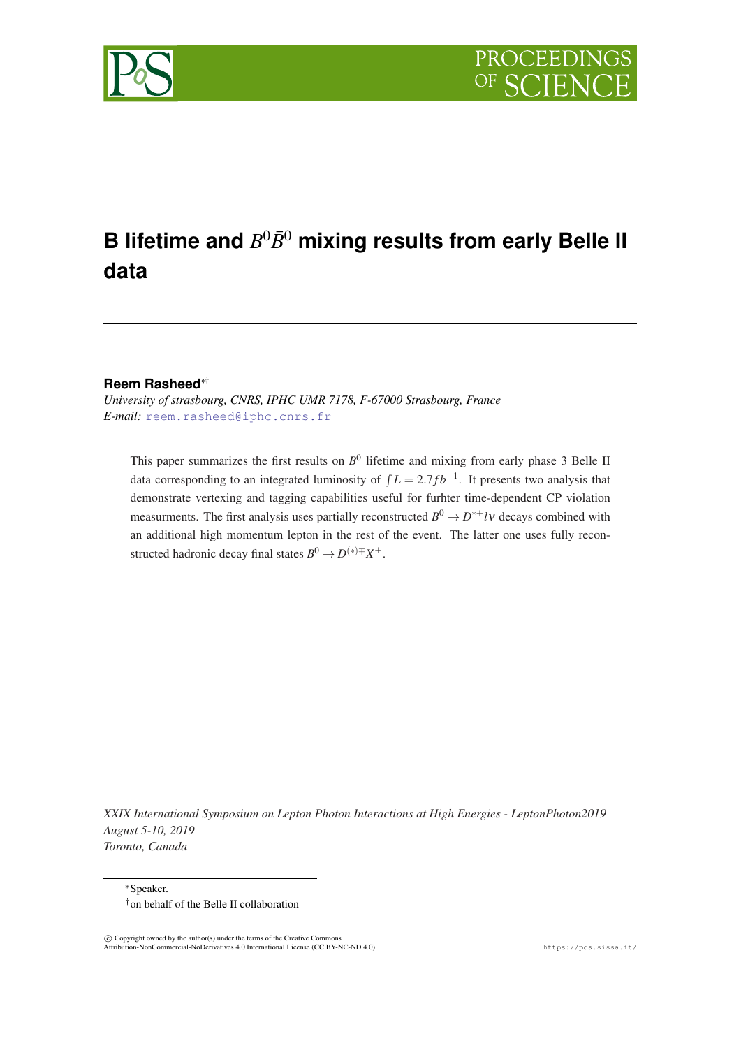# B lifetime and $B^0\bar{B}^0$ mixing results from early Belle II data

**Reem Rasheed**[*†]

*University of strasbourg, CNRS, IPHC UMR 7178, F-67000 Strasbourg, France*
*E-mail:* reem.rasheed@iphc.cnrs.fr

This paper summarizes the first results on $B^0$ lifetime and mixing from early phase 3 Belle II data corresponding to an integrated luminosity of $\int L = 2.7 fb^{-1}$. It presents two analysis that demonstrate vertexing and tagging capabilities useful for furhter time-dependent CP violation measurments. The first analysis uses partially reconstructed $B^0 \to D^{*+} l\nu$ decays combined with an additional high momentum lepton in the rest of the event. The latter one uses fully reconstructed hadronic decay final states $B^0 \to D^{(*)\mp} X^{\pm}$.

*XXIX International Symposium on Lepton Photon Interactions at High Energies - LeptonPhoton2019*
*August 5-10, 2019*
*Toronto, Canada*

[*]Speaker.
[†]on behalf of the Belle II collaboration

© Copyright owned by the author(s) under the terms of the Creative Commons Attribution-NonCommercial-NoDerivatives 4.0 International License (CC BY-NC-ND 4.0).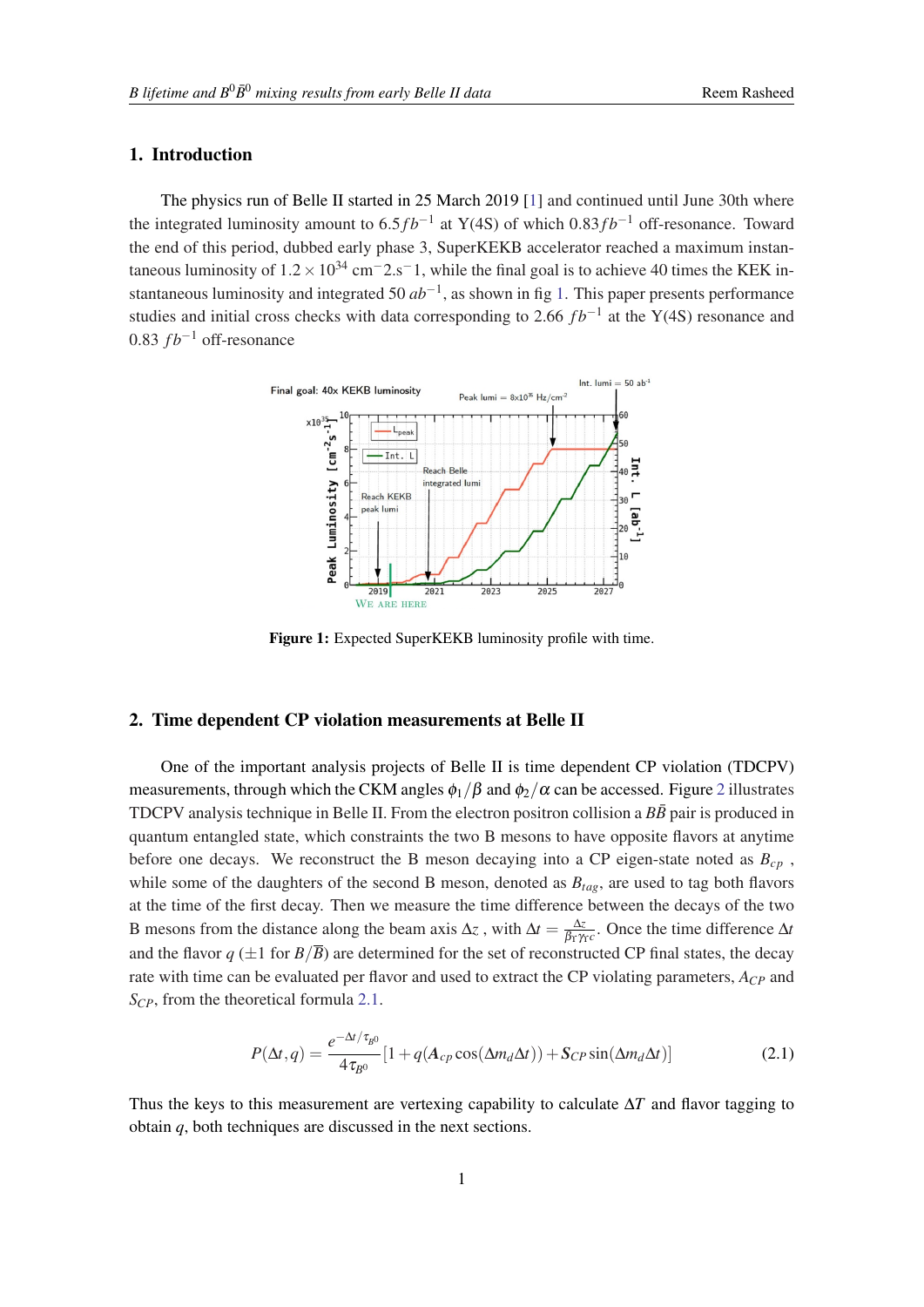## 1. Introduction

The physics run of Belle II started in 25 March 2019 [1] and continued until June 30th where the integrated luminosity amount to $6.5 fb^{-1}$ at Υ(4S) of which $0.83 fb^{-1}$ off-resonance. Toward the end of this period, dubbed early phase 3, SuperKEKB accelerator reached a maximum instantaneous luminosity of $1.2 \times 10^{34}$ cm$^{-}$2.s$^{-}$1, while the final goal is to achieve 40 times the KEK instantaneous luminosity and integrated 50 $ab^{-1}$, as shown in fig 1. This paper presents performance studies and initial cross checks with data corresponding to 2.66 $fb^{-1}$ at the Υ(4S) resonance and 0.83 $fb^{-1}$ off-resonance

**Figure 1:** Expected SuperKEKB luminosity profile with time.

## 2. Time dependent CP violation measurements at Belle II

One of the important analysis projects of Belle II is time dependent CP violation (TDCPV) measurements, through which the CKM angles $\phi_1/\beta$ and $\phi_2/\alpha$ can be accessed. Figure 2 illustrates TDCPV analysis technique in Belle II. From the electron positron collision a $B\bar{B}$ pair is produced in quantum entangled state, which constraints the two B mesons to have opposite flavors at anytime before one decays. We reconstruct the B meson decaying into a CP eigen-state noted as $B_{cp}$ , while some of the daughters of the second B meson, denoted as $B_{tag}$, are used to tag both flavors at the time of the first decay. Then we measure the time difference between the decays of the two B mesons from the distance along the beam axis $\Delta z$ , with $\Delta t = \frac{\Delta z}{\beta\gamma\gamma c}$. Once the time difference $\Delta t$ and the flavor $q$ ($\pm 1$ for $B/\overline{B}$) are determined for the set of reconstructed CP final states, the decay rate with time can be evaluated per flavor and used to extract the CP violating parameters, $A_{CP}$ and $S_{CP}$, from the theoretical formula 2.1.

$$P(\Delta t, q) = \frac{e^{-\Delta t/\tau_{B^0}}}{4\tau_{B^0}}[1 + q(A_{cp}\cos(\Delta m_d \Delta t)) + S_{CP}\sin(\Delta m_d \Delta t)] \tag{2.1}$$

Thus the keys to this measurement are vertexing capability to calculate $\Delta T$ and flavor tagging to obtain $q$, both techniques are discussed in the next sections.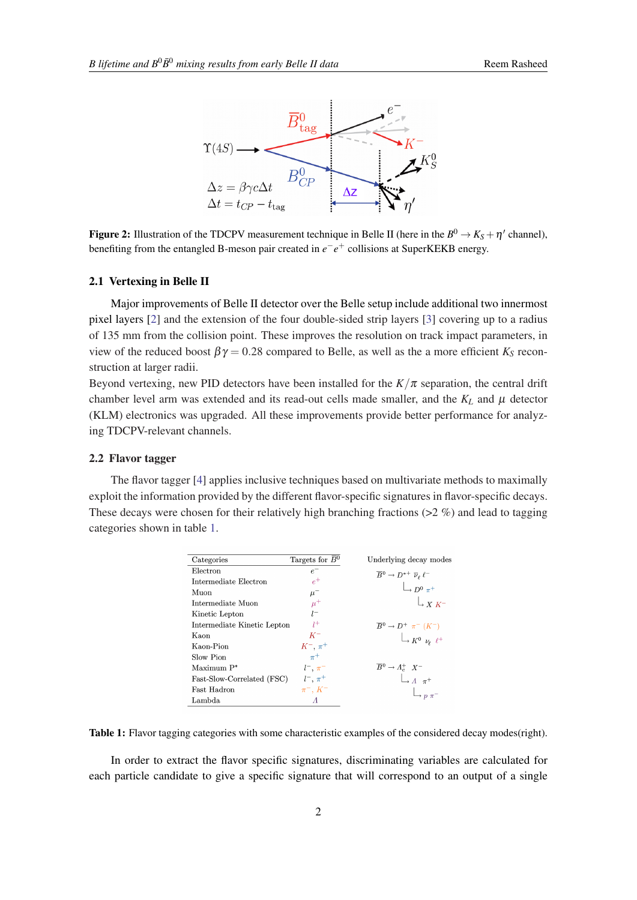Figure 2: Illustration of the TDCPV measurement technique in Belle II (here in the $B^0 \to K_S + \eta'$ channel), benefiting from the entangled B-meson pair created in $e^-e^+$ collisions at SuperKEKB energy.

### 2.1 Vertexing in Belle II

Major improvements of Belle II detector over the Belle setup include additional two innermost pixel layers [2] and the extension of the four double-sided strip layers [3] covering up to a radius of 135 mm from the collision point. These improves the resolution on track impact parameters, in view of the reduced boost $\beta\gamma = 0.28$ compared to Belle, as well as the a more efficient $K_S$ reconstruction at larger radii.

Beyond vertexing, new PID detectors have been installed for the $K/\pi$ separation, the central drift chamber level arm was extended and its read-out cells made smaller, and the $K_L$ and $\mu$ detector (KLM) electronics was upgraded. All these improvements provide better performance for analyzing TDCPV-relevant channels.

### 2.2 Flavor tagger

The flavor tagger [4] applies inclusive techniques based on multivariate methods to maximally exploit the information provided by the different flavor-specific signatures in flavor-specific decays. These decays were chosen for their relatively high branching fractions (>2 %) and lead to tagging categories shown in table 1.

| Categories | Targets for $\bar{B}^0$ |
|---|---|
| Electron | $e^-$ |
| Intermediate Electron | $e^+$ |
| Muon | $\mu^-$ |
| Intermediate Muon | $\mu^+$ |
| Kinetic Lepton | $l^-$ |
| Intermediate Kinetic Lepton | $l^+$ |
| Kaon | $K^-$ |
| Kaon-Pion | $K^-$, $\pi^+$ |
| Slow Pion | $\pi^+$ |
| Maximum P* | $l^-$, $\pi^-$ |
| Fast-Slow-Correlated (FSC) | $l^-$, $\pi^+$ |
| Fast Hadron | $\pi^-$, $K^-$ |
| Lambda | $\Lambda$ |

Underlying decay modes:

- $\bar{B}^0 \to D^{*+} \bar{\nu}_\ell \ell^-$
  - $\hookrightarrow D^0 \pi^+$
    - $\hookrightarrow X K^-$
- $\bar{B}^0 \to D^+ \pi^- (K^-)$
  - $\hookrightarrow K^0 \nu_\ell \ell^+$
- $\bar{B}^0 \to \Lambda_c^+ X^-$
  - $\hookrightarrow \Lambda \pi^+$
    - $\hookrightarrow p \pi^-$

Table 1: Flavor tagging categories with some characteristic examples of the considered decay modes(right).

In order to extract the flavor specific signatures, discriminating variables are calculated for each particle candidate to give a specific signature that will correspond to an output of a single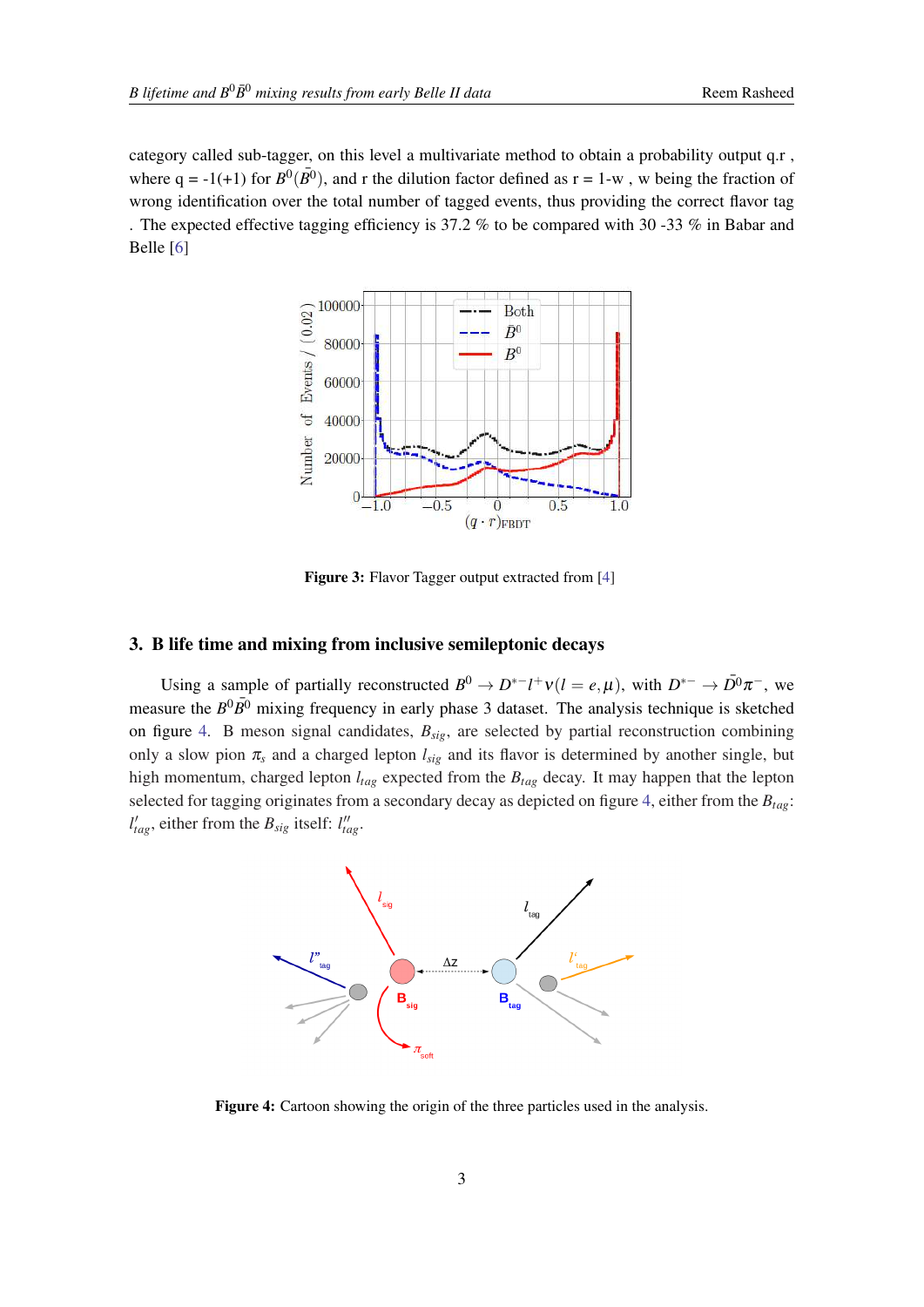category called sub-tagger, on this level a multivariate method to obtain a probability output q.r , where q = -1(+1) for $B^0(\bar{B}^0)$, and r the dilution factor defined as r = 1-w , w being the fraction of wrong identification over the total number of tagged events, thus providing the correct flavor tag . The expected effective tagging efficiency is 37.2 % to be compared with 30 -33 % in Babar and Belle [6]

**Figure 3:** Flavor Tagger output extracted from [4]

## 3. B life time and mixing from inclusive semileptonic decays

Using a sample of partially reconstructed $B^0 \to D^{*-} l^+ \nu (l = e, \mu)$, with $D^{*-} \to \bar{D}^0 \pi^-$, we measure the $B^0\bar{B}^0$ mixing frequency in early phase 3 dataset. The analysis technique is sketched on figure 4. B meson signal candidates, $B_{sig}$, are selected by partial reconstruction combining only a slow pion $\pi_s$ and a charged lepton $l_{sig}$ and its flavor is determined by another single, but high momentum, charged lepton $l_{tag}$ expected from the $B_{tag}$ decay. It may happen that the lepton selected for tagging originates from a secondary decay as depicted on figure 4, either from the $B_{tag}$: $l'_{tag}$, either from the $B_{sig}$ itself: $l''_{tag}$.

**Figure 4:** Cartoon showing the origin of the three particles used in the analysis.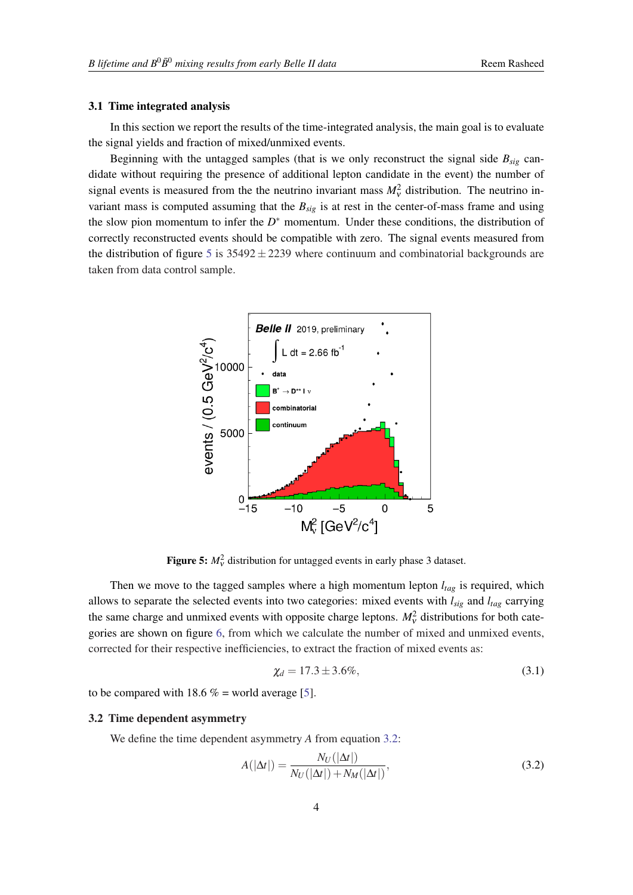### 3.1 Time integrated analysis

In this section we report the results of the time-integrated analysis, the main goal is to evaluate the signal yields and fraction of mixed/unmixed events.

Beginning with the untagged samples (that is we only reconstruct the signal side $B_{sig}$ candidate without requiring the presence of additional lepton candidate in the event) the number of signal events is measured from the the neutrino invariant mass $M_\nu^2$ distribution. The neutrino invariant mass is computed assuming that the $B_{sig}$ is at rest in the center-of-mass frame and using the slow pion momentum to infer the $D^*$ momentum. Under these conditions, the distribution of correctly reconstructed events should be compatible with zero. The signal events measured from the distribution of figure 5 is $35492 \pm 2239$ where continuum and combinatorial backgrounds are taken from data control sample.

**Figure 5:** $M_\nu^2$ distribution for untagged events in early phase 3 dataset.

Then we move to the tagged samples where a high momentum lepton $l_{tag}$ is required, which allows to separate the selected events into two categories: mixed events with $l_{sig}$ and $l_{tag}$ carrying the same charge and unmixed events with opposite charge leptons. $M_\nu^2$ distributions for both categories are shown on figure 6, from which we calculate the number of mixed and unmixed events, corrected for their respective inefficiencies, to extract the fraction of mixed events as:

$$\chi_d = 17.3 \pm 3.6\%, \tag{3.1}$$

to be compared with 18.6 % = world average [5].

### 3.2 Time dependent asymmetry

We define the time dependent asymmetry $A$ from equation 3.2:

$$A(|\Delta t|) = \frac{N_U(|\Delta t|)}{N_U(|\Delta t|) + N_M(|\Delta t|)}, \tag{3.2}$$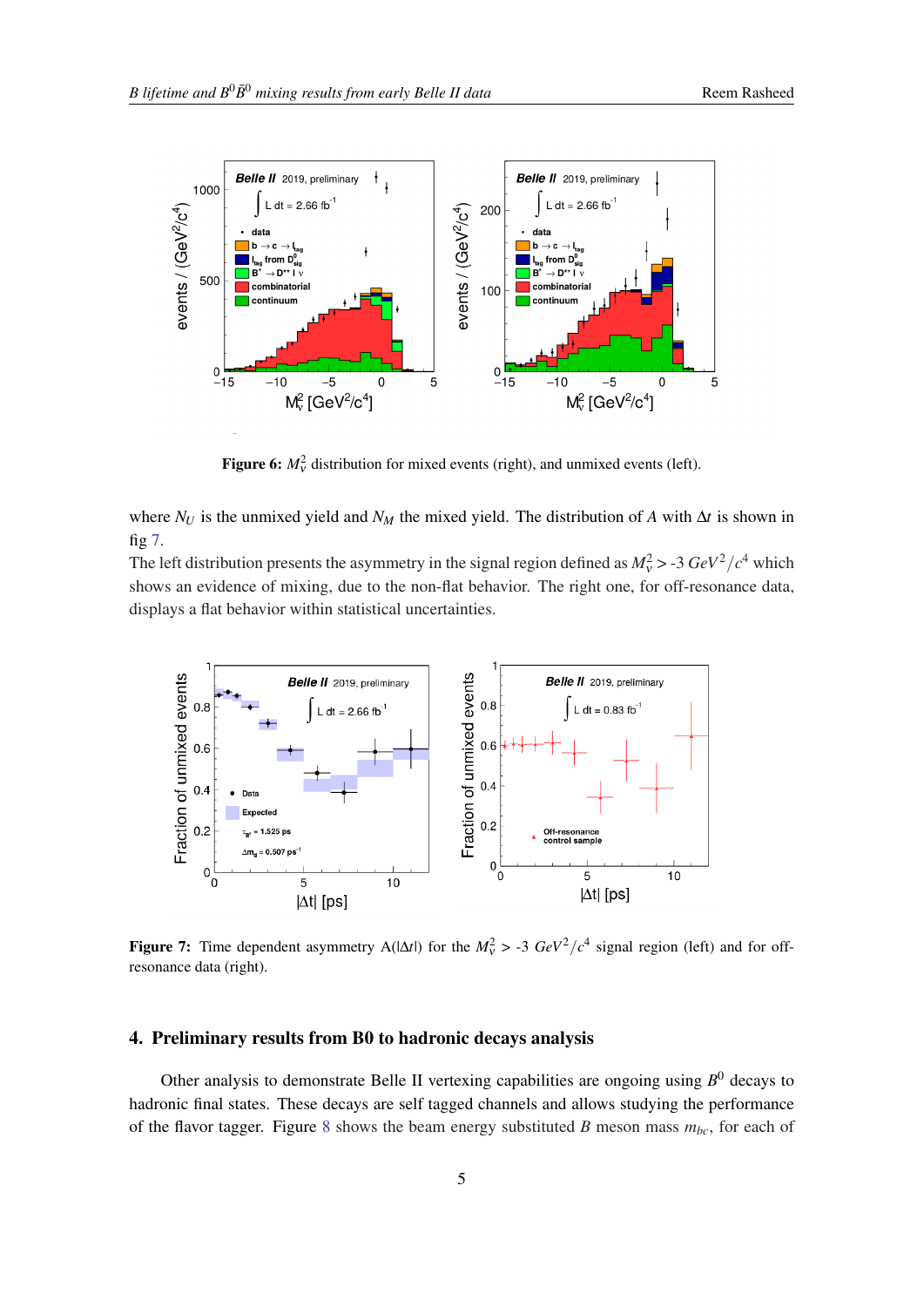**Figure 6:** $M_\nu^2$ distribution for mixed events (right), and unmixed events (left).

where $N_U$ is the unmixed yield and $N_M$ the mixed yield. The distribution of $A$ with $\Delta t$ is shown in fig 7.
The left distribution presents the asymmetry in the signal region defined as $M_\nu^2 > \text{-}3\ GeV^2/c^4$ which shows an evidence of mixing, due to the non-flat behavior. The right one, for off-resonance data, displays a flat behavior within statistical uncertainties.

**Figure 7:** Time dependent asymmetry A($|\Delta t|$) for the $M_\nu^2 > \text{-}3\ GeV^2/c^4$ signal region (left) and for off-resonance data (right).

## 4. Preliminary results from B0 to hadronic decays analysis

Other analysis to demonstrate Belle II vertexing capabilities are ongoing using $B^0$ decays to hadronic final states. These decays are self tagged channels and allows studying the performance of the flavor tagger. Figure 8 shows the beam energy substituted $B$ meson mass $m_{bc}$, for each of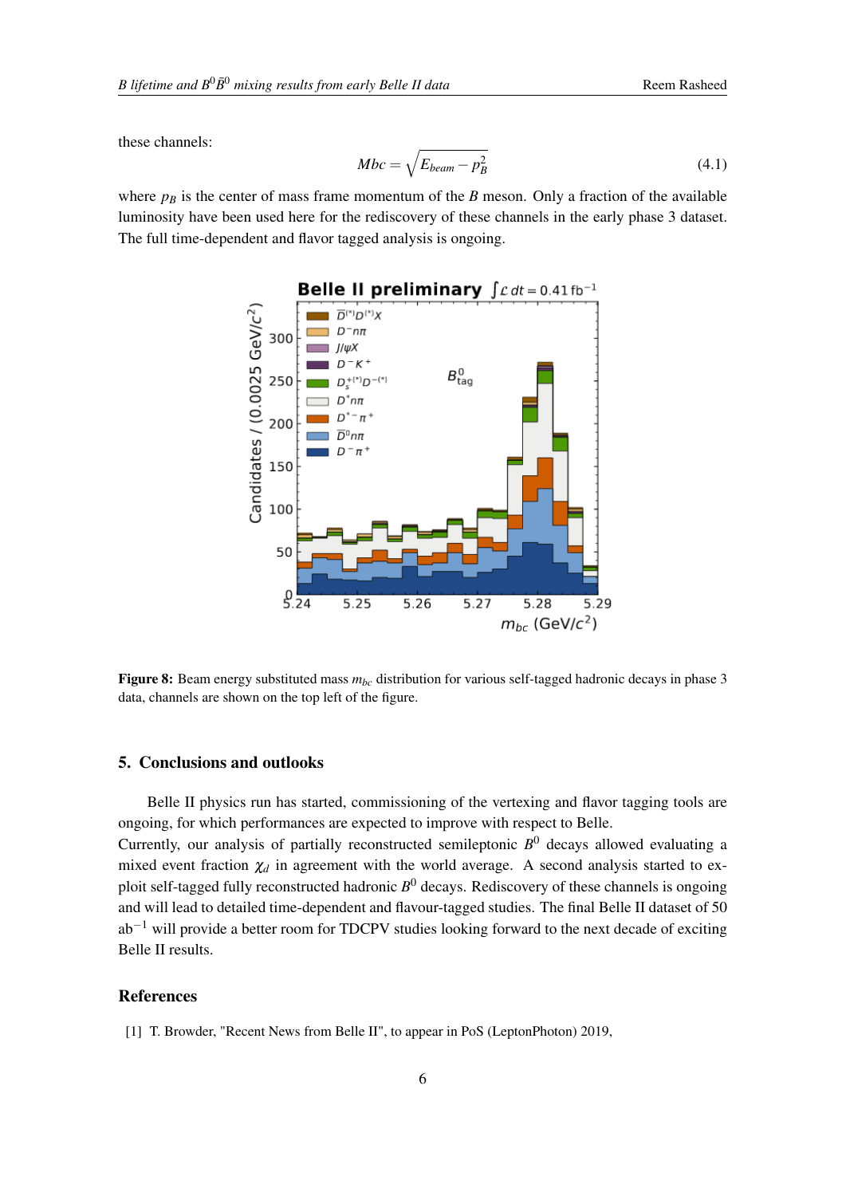these channels:

$$Mbc = \sqrt{E_{beam} - p_B^2} \tag{4.1}$$

where $p_B$ is the center of mass frame momentum of the $B$ meson. Only a fraction of the available luminosity have been used here for the rediscovery of these channels in the early phase 3 dataset. The full time-dependent and flavor tagged analysis is ongoing.

**Figure 8:** Beam energy substituted mass $m_{bc}$ distribution for various self-tagged hadronic decays in phase 3 data, channels are shown on the top left of the figure.

## 5. Conclusions and outlooks

Belle II physics run has started, commissioning of the vertexing and flavor tagging tools are ongoing, for which performances are expected to improve with respect to Belle.
Currently, our analysis of partially reconstructed semileptonic $B^0$ decays allowed evaluating a mixed event fraction $\chi_d$ in agreement with the world average. A second analysis started to exploit self-tagged fully reconstructed hadronic $B^0$ decays. Rediscovery of these channels is ongoing and will lead to detailed time-dependent and flavour-tagged studies. The final Belle II dataset of 50 ab$^{-1}$ will provide a better room for TDCPV studies looking forward to the next decade of exciting Belle II results.

## References

[1] T. Browder, "Recent News from Belle II", to appear in PoS (LeptonPhoton) 2019,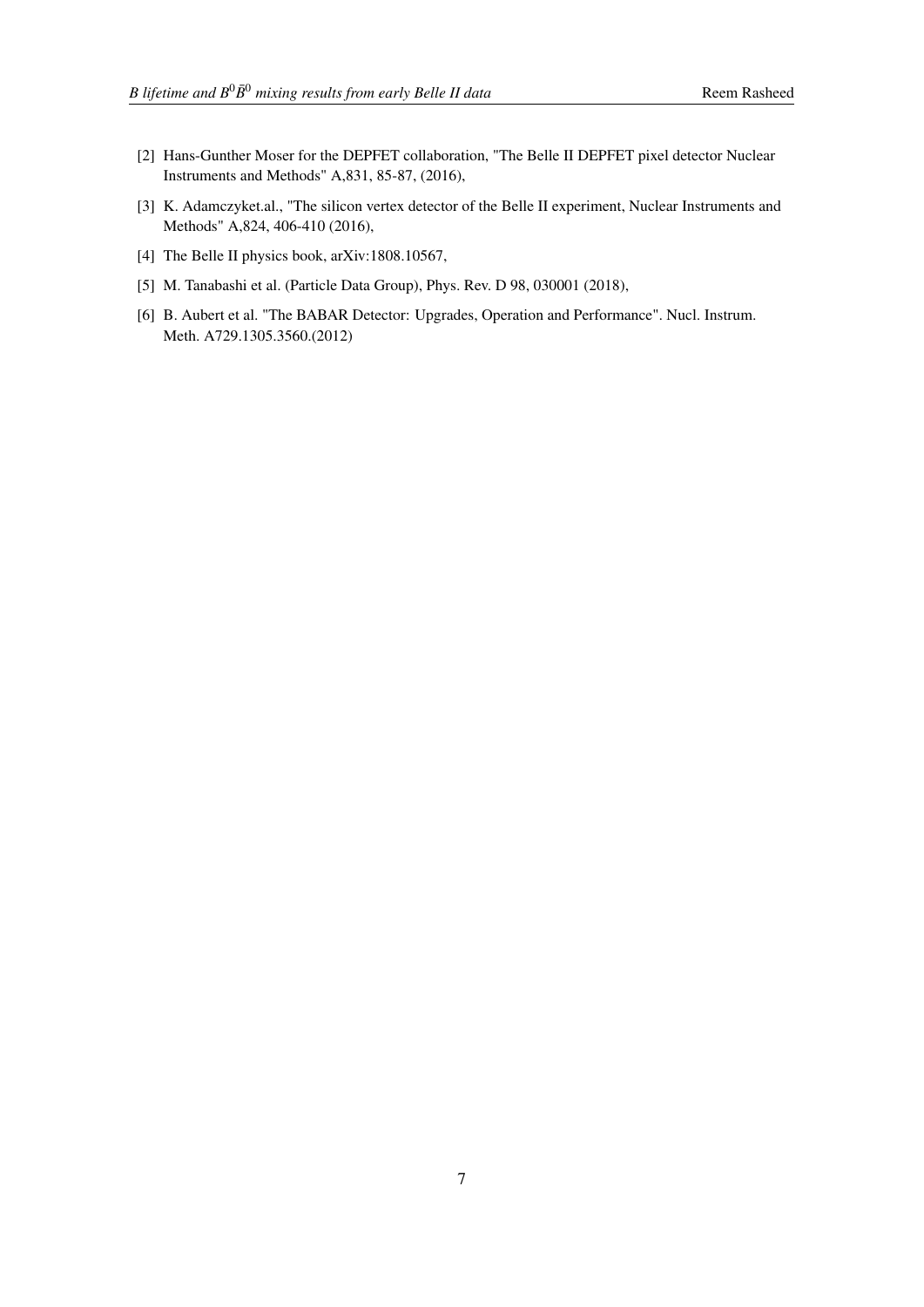[2] Hans-Gunther Moser for the DEPFET collaboration, "The Belle II DEPFET pixel detector Nuclear Instruments and Methods" A,831, 85-87, (2016),

[3] K. Adamczyket.al., "The silicon vertex detector of the Belle II experiment, Nuclear Instruments and Methods" A,824, 406-410 (2016),

[4] The Belle II physics book, arXiv:1808.10567,

[5] M. Tanabashi et al. (Particle Data Group), Phys. Rev. D 98, 030001 (2018),

[6] B. Aubert et al. "The BABAR Detector: Upgrades, Operation and Performance". Nucl. Instrum. Meth. A729.1305.3560.(2012)